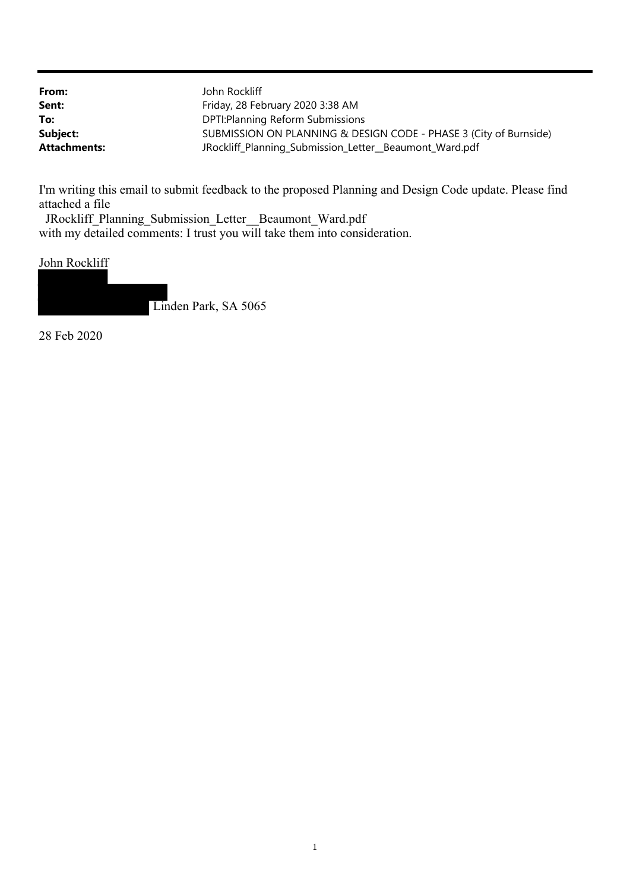| | |
|---|---|
| **From:** | John Rockliff |
| **Sent:** | Friday, 28 February 2020 3:38 AM |
| **To:** | DPTI:Planning Reform Submissions |
| **Subject:** | SUBMISSION ON PLANNING & DESIGN CODE - PHASE 3 (City of Burnside) |
| **Attachments:** | JRockliff_Planning_Submission_Letter__Beaumont_Ward.pdf |

I'm writing this email to submit feedback to the proposed Planning and Design Code update. Please find attached a file

JRockliff_Planning_Submission_Letter__Beaumont_Ward.pdf

with my detailed comments: I trust you will take them into consideration.

John Rockliff

Linden Park, SA 5065

28 Feb 2020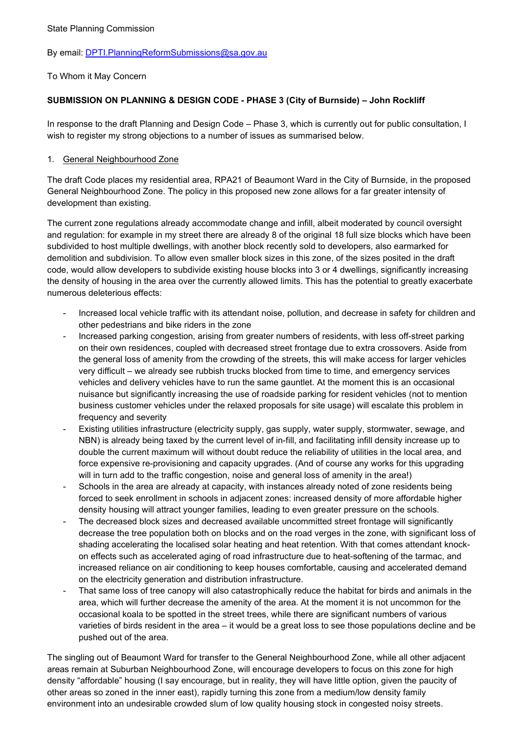State Planning Commission

By email: [DPTI.PlanningReformSubmissions@sa.gov.au](mailto:DPTI.PlanningReformSubmissions@sa.gov.au)

To Whom it May Concern

**SUBMISSION ON PLANNING & DESIGN CODE - PHASE 3 (City of Burnside) – John Rockliff**

In response to the draft Planning and Design Code – Phase 3, which is currently out for public consultation, I wish to register my strong objections to a number of issues as summarised below.

1. <u>General Neighbourhood Zone</u>

The draft Code places my residential area, RPA21 of Beaumont Ward in the City of Burnside, in the proposed General Neighbourhood Zone. The policy in this proposed new zone allows for a far greater intensity of development than existing.

The current zone regulations already accommodate change and infill, albeit moderated by council oversight and regulation: for example in my street there are already 8 of the original 18 full size blocks which have been subdivided to host multiple dwellings, with another block recently sold to developers, also earmarked for demolition and subdivision. To allow even smaller block sizes in this zone, of the sizes posited in the draft code, would allow developers to subdivide existing house blocks into 3 or 4 dwellings, significantly increasing the density of housing in the area over the currently allowed limits. This has the potential to greatly exacerbate numerous deleterious effects:

- Increased local vehicle traffic with its attendant noise, pollution, and decrease in safety for children and other pedestrians and bike riders in the zone
- Increased parking congestion, arising from greater numbers of residents, with less off-street parking on their own residences, coupled with decreased street frontage due to extra crossovers. Aside from the general loss of amenity from the crowding of the streets, this will make access for larger vehicles very difficult – we already see rubbish trucks blocked from time to time, and emergency services vehicles and delivery vehicles have to run the same gauntlet. At the moment this is an occasional nuisance but significantly increasing the use of roadside parking for resident vehicles (not to mention business customer vehicles under the relaxed proposals for site usage) will escalate this problem in frequency and severity
- Existing utilities infrastructure (electricity supply, gas supply, water supply, stormwater, sewage, and NBN) is already being taxed by the current level of in-fill, and facilitating infill density increase up to double the current maximum will without doubt reduce the reliability of utilities in the local area, and force expensive re-provisioning and capacity upgrades. (And of course any works for this upgrading will in turn add to the traffic congestion, noise and general loss of amenity in the area!)
- Schools in the area are already at capacity, with instances already noted of zone residents being forced to seek enrollment in schools in adjacent zones: increased density of more affordable higher density housing will attract younger families, leading to even greater pressure on the schools.
- The decreased block sizes and decreased available uncommitted street frontage will significantly decrease the tree population both on blocks and on the road verges in the zone, with significant loss of shading accelerating the localised solar heating and heat retention. With that comes attendant knock-on effects such as accelerated aging of road infrastructure due to heat-softening of the tarmac, and increased reliance on air conditioning to keep houses comfortable, causing and accelerated demand on the electricity generation and distribution infrastructure.
- That same loss of tree canopy will also catastrophically reduce the habitat for birds and animals in the area, which will further decrease the amenity of the area. At the moment it is not uncommon for the occasional koala to be spotted in the street trees, while there are significant numbers of various varieties of birds resident in the area – it would be a great loss to see those populations decline and be pushed out of the area.

The singling out of Beaumont Ward for transfer to the General Neighbourhood Zone, while all other adjacent areas remain at Suburban Neighbourhood Zone, will encourage developers to focus on this zone for high density "affordable" housing (I say encourage, but in reality, they will have little option, given the paucity of other areas so zoned in the inner east), rapidly turning this zone from a medium/low density family environment into an undesirable crowded slum of low quality housing stock in congested noisy streets.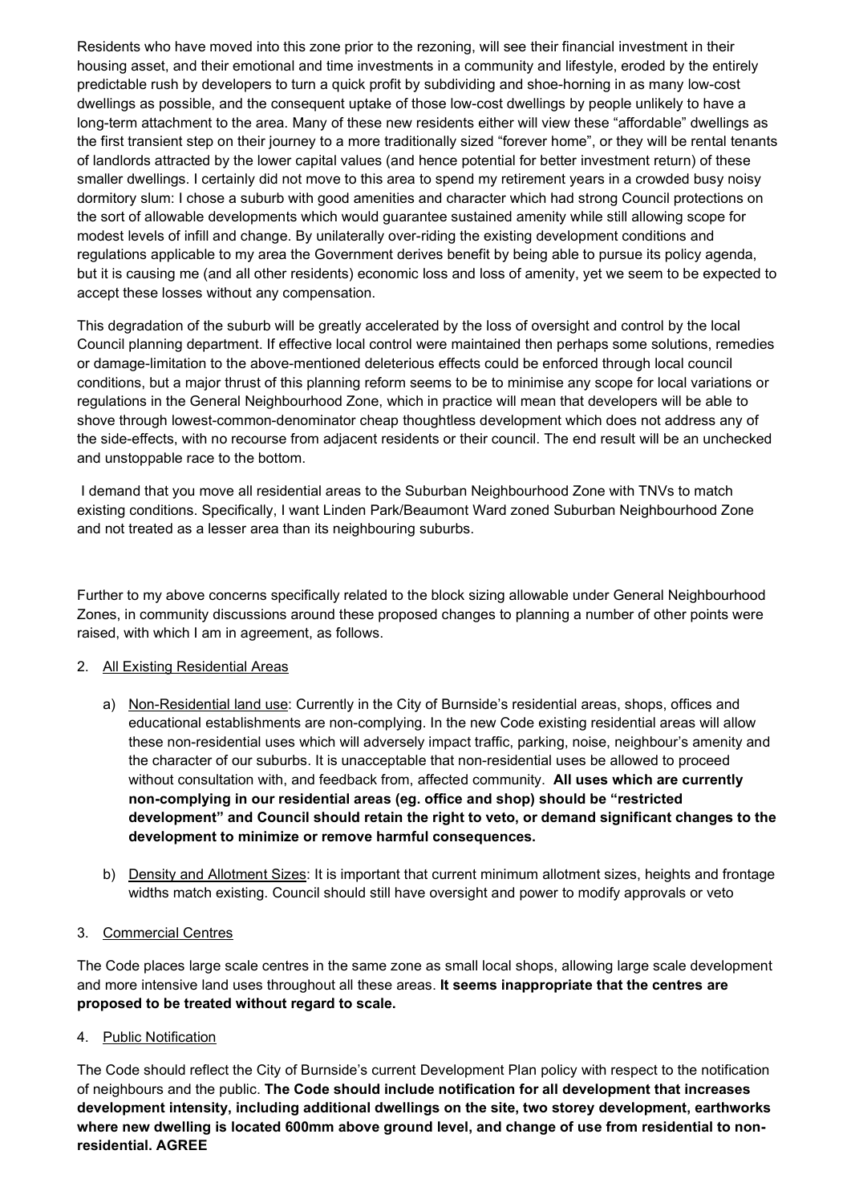Residents who have moved into this zone prior to the rezoning, will see their financial investment in their housing asset, and their emotional and time investments in a community and lifestyle, eroded by the entirely predictable rush by developers to turn a quick profit by subdividing and shoe-horning in as many low-cost dwellings as possible, and the consequent uptake of those low-cost dwellings by people unlikely to have a long-term attachment to the area. Many of these new residents either will view these "affordable" dwellings as the first transient step on their journey to a more traditionally sized "forever home", or they will be rental tenants of landlords attracted by the lower capital values (and hence potential for better investment return) of these smaller dwellings. I certainly did not move to this area to spend my retirement years in a crowded busy noisy dormitory slum: I chose a suburb with good amenities and character which had strong Council protections on the sort of allowable developments which would guarantee sustained amenity while still allowing scope for modest levels of infill and change. By unilaterally over-riding the existing development conditions and regulations applicable to my area the Government derives benefit by being able to pursue its policy agenda, but it is causing me (and all other residents) economic loss and loss of amenity, yet we seem to be expected to accept these losses without any compensation.

This degradation of the suburb will be greatly accelerated by the loss of oversight and control by the local Council planning department. If effective local control were maintained then perhaps some solutions, remedies or damage-limitation to the above-mentioned deleterious effects could be enforced through local council conditions, but a major thrust of this planning reform seems to be to minimise any scope for local variations or regulations in the General Neighbourhood Zone, which in practice will mean that developers will be able to shove through lowest-common-denominator cheap thoughtless development which does not address any of the side-effects, with no recourse from adjacent residents or their council. The end result will be an unchecked and unstoppable race to the bottom.

I demand that you move all residential areas to the Suburban Neighbourhood Zone with TNVs to match existing conditions. Specifically, I want Linden Park/Beaumont Ward zoned Suburban Neighbourhood Zone and not treated as a lesser area than its neighbouring suburbs.

Further to my above concerns specifically related to the block sizing allowable under General Neighbourhood Zones, in community discussions around these proposed changes to planning a number of other points were raised, with which I am in agreement, as follows.

2. <u>All Existing Residential Areas</u>

   a) <u>Non-Residential land use</u>: Currently in the City of Burnside's residential areas, shops, offices and educational establishments are non-complying. In the new Code existing residential areas will allow these non-residential uses which will adversely impact traffic, parking, noise, neighbour's amenity and the character of our suburbs. It is unacceptable that non-residential uses be allowed to proceed without consultation with, and feedback from, affected community. **All uses which are currently non-complying in our residential areas (eg. office and shop) should be "restricted development" and Council should retain the right to veto, or demand significant changes to the development to minimize or remove harmful consequences.**

   b) <u>Density and Allotment Sizes</u>: It is important that current minimum allotment sizes, heights and frontage widths match existing. Council should still have oversight and power to modify approvals or veto

3. <u>Commercial Centres</u>

The Code places large scale centres in the same zone as small local shops, allowing large scale development and more intensive land uses throughout all these areas. **It seems inappropriate that the centres are proposed to be treated without regard to scale.**

4. <u>Public Notification</u>

The Code should reflect the City of Burnside's current Development Plan policy with respect to the notification of neighbours and the public. **The Code should include notification for all development that increases development intensity, including additional dwellings on the site, two storey development, earthworks where new dwelling is located 600mm above ground level, and change of use from residential to non-residential. AGREE**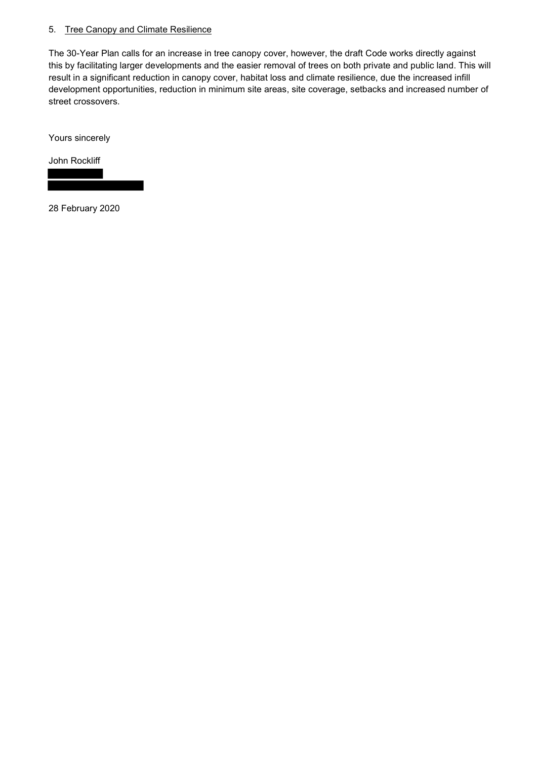5. <u>Tree Canopy and Climate Resilience</u>

The 30-Year Plan calls for an increase in tree canopy cover, however, the draft Code works directly against this by facilitating larger developments and the easier removal of trees on both private and public land. This will result in a significant reduction in canopy cover, habitat loss and climate resilience, due the increased infill development opportunities, reduction in minimum site areas, site coverage, setbacks and increased number of street crossovers.

Yours sincerely

John Rockliff

28 February 2020